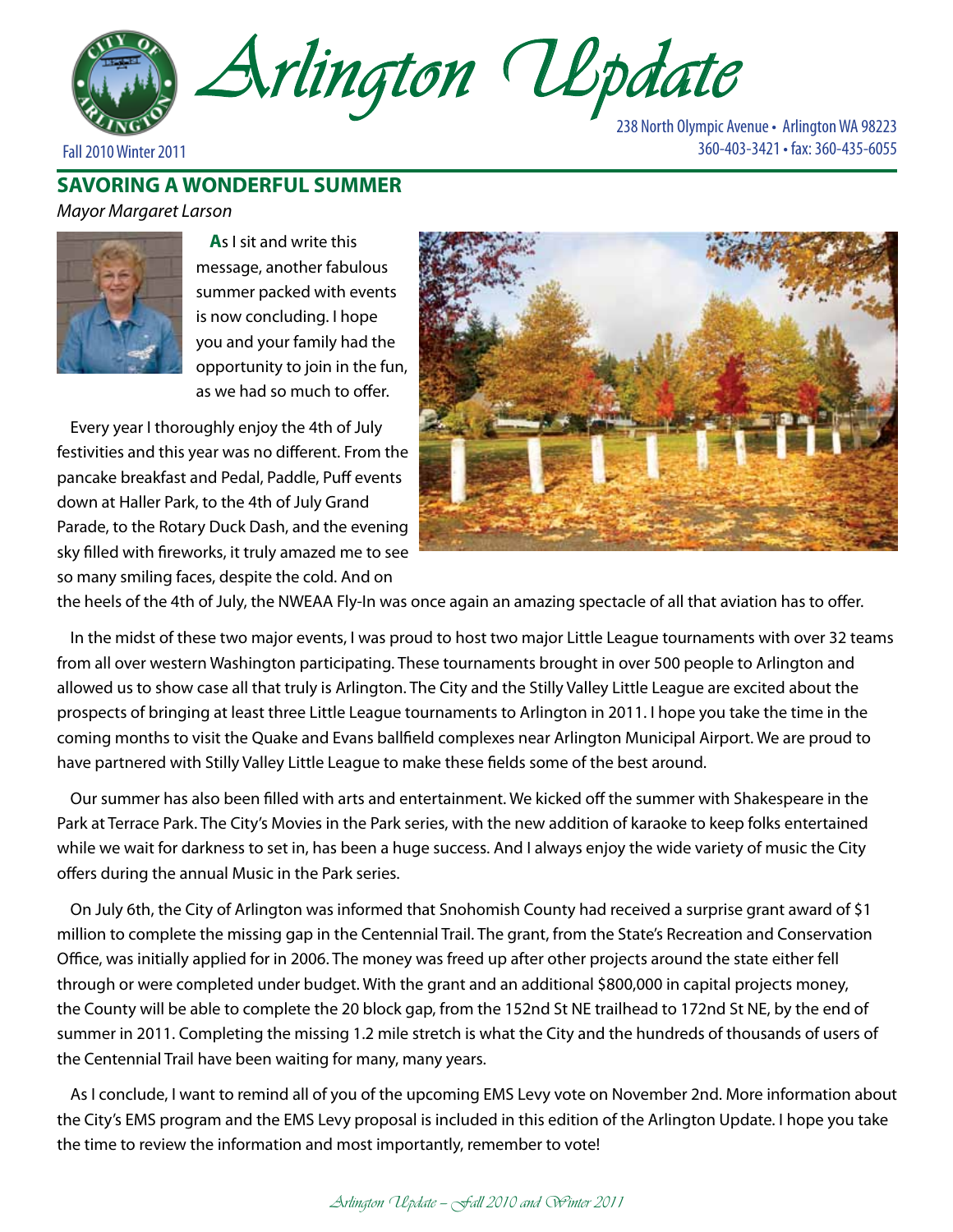# Arlington Update

Fall 2010 Winter 2011

238 North Olympic Avenue • Arlington WA 98223
360-403-3421 • fax: 360-435-6055

## SAVORING A WONDERFUL SUMMER

*Mayor Margaret Larson*

As I sit and write this message, another fabulous summer packed with events is now concluding. I hope you and your family had the opportunity to join in the fun, as we had so much to offer.

Every year I thoroughly enjoy the 4th of July festivities and this year was no different. From the pancake breakfast and Pedal, Paddle, Puff events down at Haller Park, to the 4th of July Grand Parade, to the Rotary Duck Dash, and the evening sky filled with fireworks, it truly amazed me to see so many smiling faces, despite the cold. And on the heels of the 4th of July, the NWEAA Fly-In was once again an amazing spectacle of all that aviation has to offer.

In the midst of these two major events, I was proud to host two major Little League tournaments with over 32 teams from all over western Washington participating. These tournaments brought in over 500 people to Arlington and allowed us to show case all that truly is Arlington. The City and the Stilly Valley Little League are excited about the prospects of bringing at least three Little League tournaments to Arlington in 2011. I hope you take the time in the coming months to visit the Quake and Evans ballfield complexes near Arlington Municipal Airport. We are proud to have partnered with Stilly Valley Little League to make these fields some of the best around.

Our summer has also been filled with arts and entertainment. We kicked off the summer with Shakespeare in the Park at Terrace Park. The City's Movies in the Park series, with the new addition of karaoke to keep folks entertained while we wait for darkness to set in, has been a huge success. And I always enjoy the wide variety of music the City offers during the annual Music in the Park series.

On July 6th, the City of Arlington was informed that Snohomish County had received a surprise grant award of $1 million to complete the missing gap in the Centennial Trail. The grant, from the State's Recreation and Conservation Office, was initially applied for in 2006. The money was freed up after other projects around the state either fell through or were completed under budget. With the grant and an additional $800,000 in capital projects money, the County will be able to complete the 20 block gap, from the 152nd St NE trailhead to 172nd St NE, by the end of summer in 2011. Completing the missing 1.2 mile stretch is what the City and the hundreds of thousands of users of the Centennial Trail have been waiting for many, many years.

As I conclude, I want to remind all of you of the upcoming EMS Levy vote on November 2nd. More information about the City's EMS program and the EMS Levy proposal is included in this edition of the Arlington Update. I hope you take the time to review the information and most importantly, remember to vote!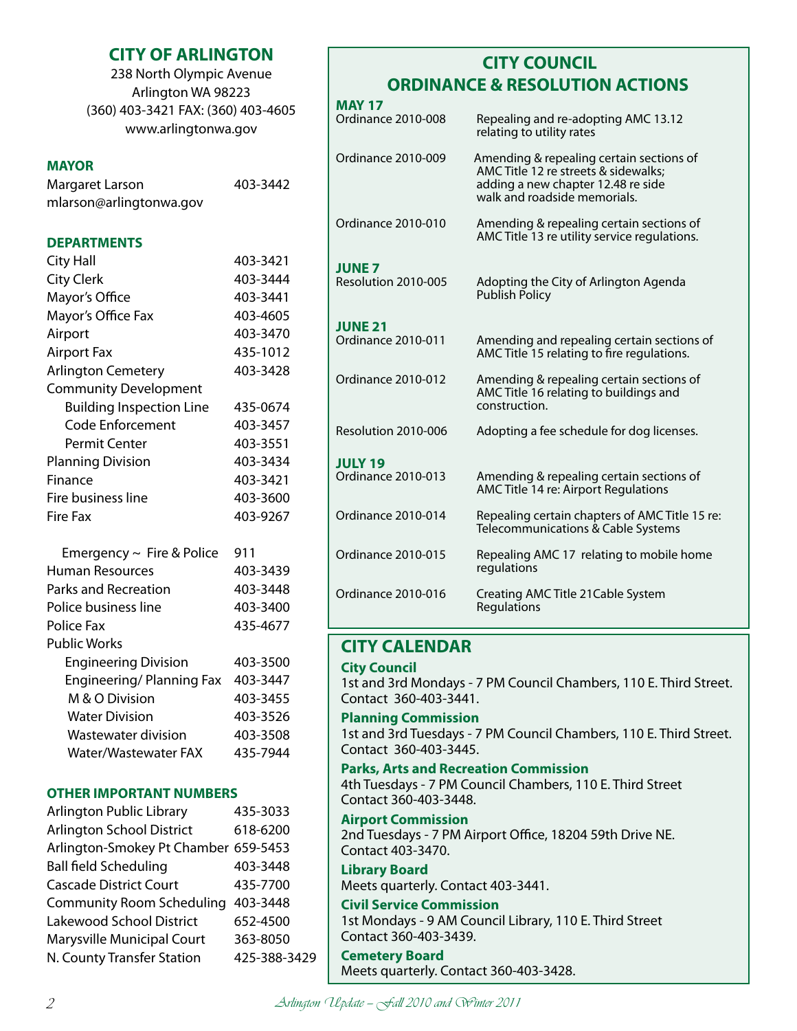## CITY OF ARLINGTON

238 North Olympic Avenue
Arlington WA 98223
(360) 403-3421 FAX: (360) 403-4605
www.arlingtonwa.gov

### MAYOR

| | |
|---|---|
| Margaret Larson | 403-3442 |
| mlarson@arlingtonwa.gov | |

### DEPARTMENTS

| | |
|---|---|
| City Hall | 403-3421 |
| City Clerk | 403-3444 |
| Mayor's Office | 403-3441 |
| Mayor's Office Fax | 403-4605 |
| Airport | 403-3470 |
| Airport Fax | 435-1012 |
| Arlington Cemetery | 403-3428 |
| Community Development | |
| Building Inspection Line | 435-0674 |
| Code Enforcement | 403-3457 |
| Permit Center | 403-3551 |
| Planning Division | 403-3434 |
| Finance | 403-3421 |
| Fire business line | 403-3600 |
| Fire Fax | 403-9267 |
| Emergency ~ Fire & Police | 911 |
| Human Resources | 403-3439 |
| Parks and Recreation | 403-3448 |
| Police business line | 403-3400 |
| Police Fax | 435-4677 |
| Public Works | |
| Engineering Division | 403-3500 |
| Engineering/ Planning Fax | 403-3447 |
| M & O Division | 403-3455 |
| Water Division | 403-3526 |
| Wastewater division | 403-3508 |
| Water/Wastewater FAX | 435-7944 |

### OTHER IMPORTANT NUMBERS

| | |
|---|---|
| Arlington Public Library | 435-3033 |
| Arlington School District | 618-6200 |
| Arlington-Smokey Pt Chamber | 659-5453 |
| Ball field Scheduling | 403-3448 |
| Cascade District Court | 435-7700 |
| Community Room Scheduling | 403-3448 |
| Lakewood School District | 652-4500 |
| Marysville Municipal Court | 363-8050 |
| N. County Transfer Station | 425-388-3429 |

## CITY COUNCIL ORDINANCE & RESOLUTION ACTIONS

**MAY 17**

| | |
|---|---|
| Ordinance 2010-008 | Repealing and re-adopting AMC 13.12 relating to utility rates |
| Ordinance 2010-009 | Amending & repealing certain sections of AMC Title 12 re streets & sidewalks; adding a new chapter 12.48 re side walk and roadside memorials. |
| Ordinance 2010-010 | Amending & repealing certain sections of AMC Title 13 re utility service regulations. |

**JUNE 7**

| | |
|---|---|
| Resolution 2010-005 | Adopting the City of Arlington Agenda Publish Policy |

**JUNE 21**

| | |
|---|---|
| Ordinance 2010-011 | Amending and repealing certain sections of AMC Title 15 relating to fire regulations. |
| Ordinance 2010-012 | Amending & repealing certain sections of AMC Title 16 relating to buildings and construction. |
| Resolution 2010-006 | Adopting a fee schedule for dog licenses. |

**JULY 19**

| | |
|---|---|
| Ordinance 2010-013 | Amending & repealing certain sections of AMC Title 14 re: Airport Regulations |
| Ordinance 2010-014 | Repealing certain chapters of AMC Title 15 re: Telecommunications & Cable Systems |
| Ordinance 2010-015 | Repealing AMC 17 relating to mobile home regulations |
| Ordinance 2010-016 | Creating AMC Title 21Cable System Regulations |

## CITY CALENDAR

**City Council**
1st and 3rd Mondays - 7 PM Council Chambers, 110 E. Third Street. Contact 360-403-3441.

**Planning Commission**
1st and 3rd Tuesdays - 7 PM Council Chambers, 110 E. Third Street. Contact 360-403-3445.

**Parks, Arts and Recreation Commission**
4th Tuesdays - 7 PM Council Chambers, 110 E. Third Street Contact 360-403-3448.

**Airport Commission**
2nd Tuesdays - 7 PM Airport Office, 18204 59th Drive NE. Contact 403-3470.

**Library Board**
Meets quarterly. Contact 403-3441.

**Civil Service Commission**
1st Mondays - 9 AM Council Library, 110 E. Third Street Contact 360-403-3439.

**Cemetery Board**
Meets quarterly. Contact 360-403-3428.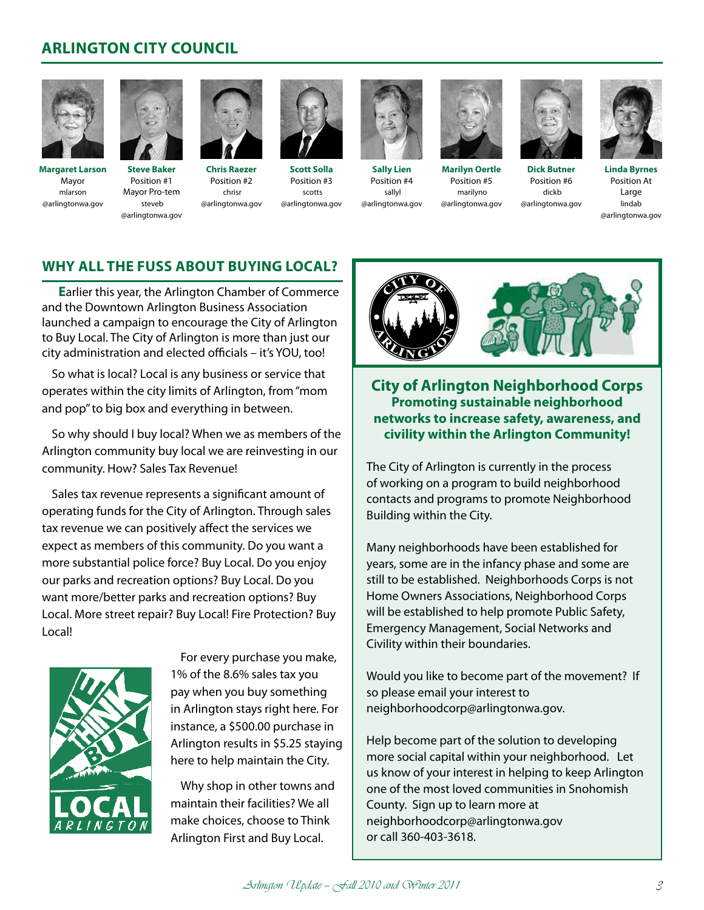## ARLINGTON CITY COUNCIL

**Margaret Larson**
Mayor
mlarson@arlingtonwa.gov

**Steve Baker**
Position #1
Mayor Pro-tem
steveb@arlingtonwa.gov

**Chris Raezer**
Position #2
chrisr@arlingtonwa.gov

**Scott Solla**
Position #3
scotts@arlingtonwa.gov

**Sally Lien**
Position #4
sallyl@arlingtonwa.gov

**Marilyn Oertle**
Position #5
marilyno@arlingtonwa.gov

**Dick Butner**
Position #6
dickb@arlingtonwa.gov

**Linda Byrnes**
Position At Large
lindab@arlingtonwa.gov

## WHY ALL THE FUSS ABOUT BUYING LOCAL?

Earlier this year, the Arlington Chamber of Commerce and the Downtown Arlington Business Association launched a campaign to encourage the City of Arlington to Buy Local. The City of Arlington is more than just our city administration and elected officials – it's YOU, too!

So what is local? Local is any business or service that operates within the city limits of Arlington, from "mom and pop" to big box and everything in between.

So why should I buy local? When we as members of the Arlington community buy local we are reinvesting in our community. How? Sales Tax Revenue!

Sales tax revenue represents a significant amount of operating funds for the City of Arlington. Through sales tax revenue we can positively affect the services we expect as members of this community. Do you want a more substantial police force? Buy Local. Do you enjoy our parks and recreation options? Buy Local. Do you want more/better parks and recreation options? Buy Local. More street repair? Buy Local! Fire Protection? Buy Local!

LIVE THINK BUY LOCAL ARLINGTON

For every purchase you make, 1% of the 8.6% sales tax you pay when you buy something in Arlington stays right here. For instance, a $500.00 purchase in Arlington results in $5.25 staying here to help maintain the City.

Why shop in other towns and maintain their facilities? We all make choices, choose to Think Arlington First and Buy Local.

## City of Arlington Neighborhood Corps

**Promoting sustainable neighborhood networks to increase safety, awareness, and civility within the Arlington Community!**

The City of Arlington is currently in the process of working on a program to build neighborhood contacts and programs to promote Neighborhood Building within the City.

Many neighborhoods have been established for years, some are in the infancy phase and some are still to be established. Neighborhoods Corps is not Home Owners Associations, Neighborhood Corps will be established to help promote Public Safety, Emergency Management, Social Networks and Civility within their boundaries.

Would you like to become part of the movement? If so please email your interest to neighborhoodcorp@arlingtonwa.gov.

Help become part of the solution to developing more social capital within your neighborhood. Let us know of your interest in helping to keep Arlington one of the most loved communities in Snohomish County. Sign up to learn more at neighborhoodcorp@arlingtonwa.gov or call 360-403-3618.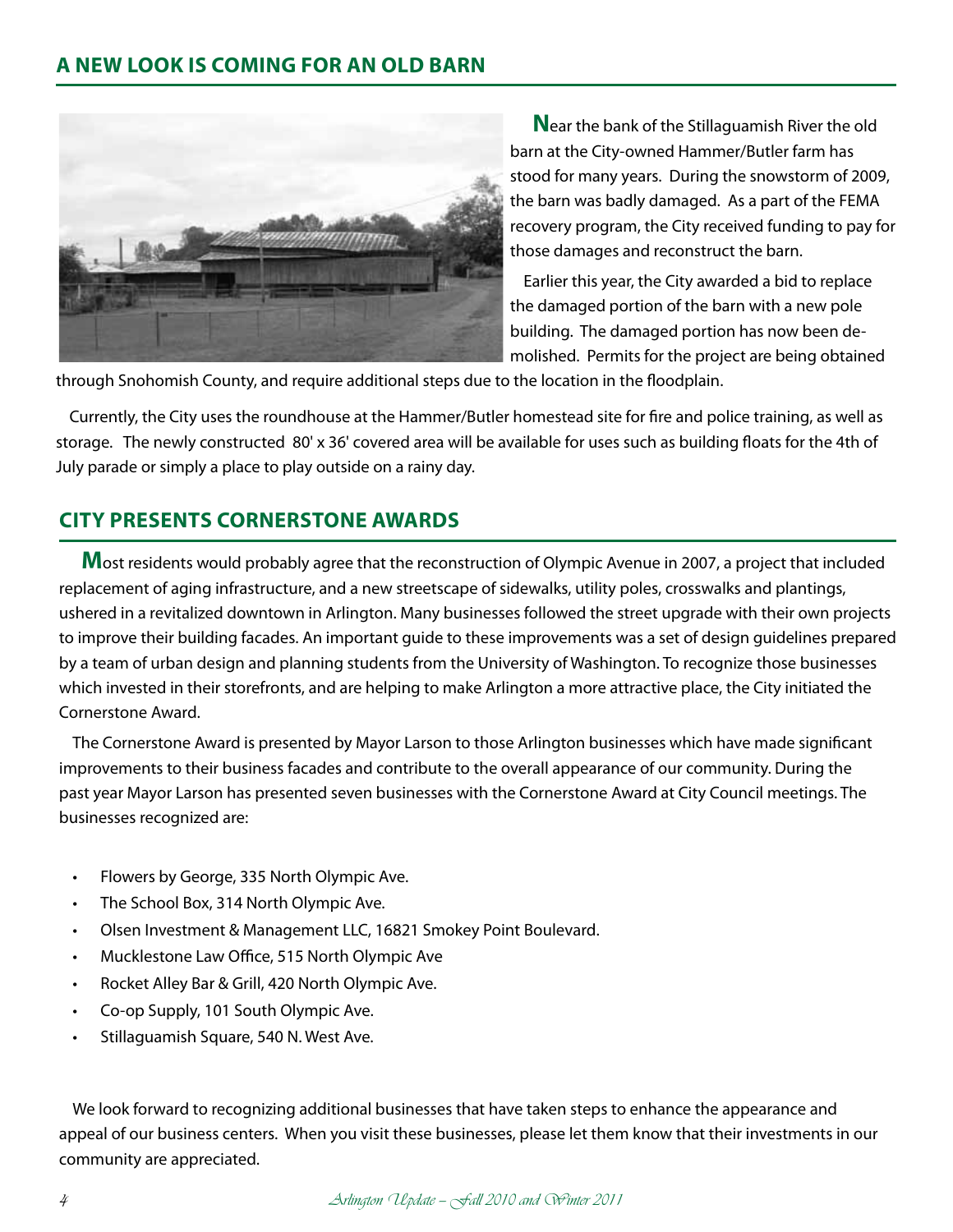## A NEW LOOK IS COMING FOR AN OLD BARN

Near the bank of the Stillaguamish River the old barn at the City-owned Hammer/Butler farm has stood for many years. During the snowstorm of 2009, the barn was badly damaged. As a part of the FEMA recovery program, the City received funding to pay for those damages and reconstruct the barn.

Earlier this year, the City awarded a bid to replace the damaged portion of the barn with a new pole building. The damaged portion has now been demolished. Permits for the project are being obtained through Snohomish County, and require additional steps due to the location in the floodplain.

Currently, the City uses the roundhouse at the Hammer/Butler homestead site for fire and police training, as well as storage. The newly constructed 80' x 36' covered area will be available for uses such as building floats for the 4th of July parade or simply a place to play outside on a rainy day.

## CITY PRESENTS CORNERSTONE AWARDS

Most residents would probably agree that the reconstruction of Olympic Avenue in 2007, a project that included replacement of aging infrastructure, and a new streetscape of sidewalks, utility poles, crosswalks and plantings, ushered in a revitalized downtown in Arlington. Many businesses followed the street upgrade with their own projects to improve their building facades. An important guide to these improvements was a set of design guidelines prepared by a team of urban design and planning students from the University of Washington. To recognize those businesses which invested in their storefronts, and are helping to make Arlington a more attractive place, the City initiated the Cornerstone Award.

The Cornerstone Award is presented by Mayor Larson to those Arlington businesses which have made significant improvements to their business facades and contribute to the overall appearance of our community. During the past year Mayor Larson has presented seven businesses with the Cornerstone Award at City Council meetings. The businesses recognized are:

- Flowers by George, 335 North Olympic Ave.
- The School Box, 314 North Olympic Ave.
- Olsen Investment & Management LLC, 16821 Smokey Point Boulevard.
- Mucklestone Law Office, 515 North Olympic Ave
- Rocket Alley Bar & Grill, 420 North Olympic Ave.
- Co-op Supply, 101 South Olympic Ave.
- Stillaguamish Square, 540 N. West Ave.

We look forward to recognizing additional businesses that have taken steps to enhance the appearance and appeal of our business centers. When you visit these businesses, please let them know that their investments in our community are appreciated.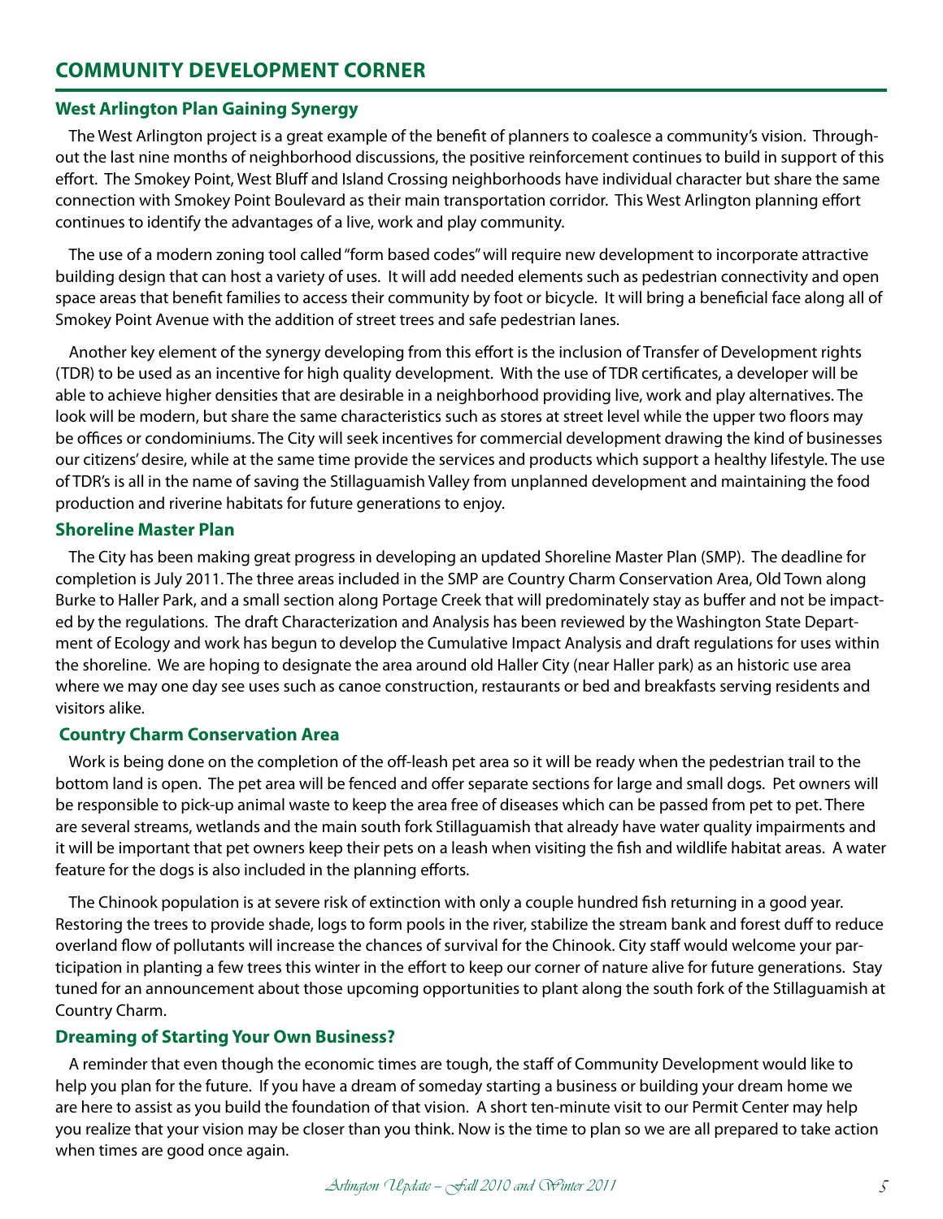## COMMUNITY DEVELOPMENT CORNER

### West Arlington Plan Gaining Synergy

The West Arlington project is a great example of the benefit of planners to coalesce a community's vision. Throughout the last nine months of neighborhood discussions, the positive reinforcement continues to build in support of this effort. The Smokey Point, West Bluff and Island Crossing neighborhoods have individual character but share the same connection with Smokey Point Boulevard as their main transportation corridor. This West Arlington planning effort continues to identify the advantages of a live, work and play community.

The use of a modern zoning tool called "form based codes" will require new development to incorporate attractive building design that can host a variety of uses. It will add needed elements such as pedestrian connectivity and open space areas that benefit families to access their community by foot or bicycle. It will bring a beneficial face along all of Smokey Point Avenue with the addition of street trees and safe pedestrian lanes.

Another key element of the synergy developing from this effort is the inclusion of Transfer of Development rights (TDR) to be used as an incentive for high quality development. With the use of TDR certificates, a developer will be able to achieve higher densities that are desirable in a neighborhood providing live, work and play alternatives. The look will be modern, but share the same characteristics such as stores at street level while the upper two floors may be offices or condominiums. The City will seek incentives for commercial development drawing the kind of businesses our citizens' desire, while at the same time provide the services and products which support a healthy lifestyle. The use of TDR's is all in the name of saving the Stillaguamish Valley from unplanned development and maintaining the food production and riverine habitats for future generations to enjoy.

### Shoreline Master Plan

The City has been making great progress in developing an updated Shoreline Master Plan (SMP). The deadline for completion is July 2011. The three areas included in the SMP are Country Charm Conservation Area, Old Town along Burke to Haller Park, and a small section along Portage Creek that will predominately stay as buffer and not be impacted by the regulations. The draft Characterization and Analysis has been reviewed by the Washington State Department of Ecology and work has begun to develop the Cumulative Impact Analysis and draft regulations for uses within the shoreline. We are hoping to designate the area around old Haller City (near Haller park) as an historic use area where we may one day see uses such as canoe construction, restaurants or bed and breakfasts serving residents and visitors alike.

### Country Charm Conservation Area

Work is being done on the completion of the off-leash pet area so it will be ready when the pedestrian trail to the bottom land is open. The pet area will be fenced and offer separate sections for large and small dogs. Pet owners will be responsible to pick-up animal waste to keep the area free of diseases which can be passed from pet to pet. There are several streams, wetlands and the main south fork Stillaguamish that already have water quality impairments and it will be important that pet owners keep their pets on a leash when visiting the fish and wildlife habitat areas. A water feature for the dogs is also included in the planning efforts.

The Chinook population is at severe risk of extinction with only a couple hundred fish returning in a good year. Restoring the trees to provide shade, logs to form pools in the river, stabilize the stream bank and forest duff to reduce overland flow of pollutants will increase the chances of survival for the Chinook. City staff would welcome your participation in planting a few trees this winter in the effort to keep our corner of nature alive for future generations. Stay tuned for an announcement about those upcoming opportunities to plant along the south fork of the Stillaguamish at Country Charm.

### Dreaming of Starting Your Own Business?

A reminder that even though the economic times are tough, the staff of Community Development would like to help you plan for the future. If you have a dream of someday starting a business or building your dream home we are here to assist as you build the foundation of that vision. A short ten-minute visit to our Permit Center may help you realize that your vision may be closer than you think. Now is the time to plan so we are all prepared to take action when times are good once again.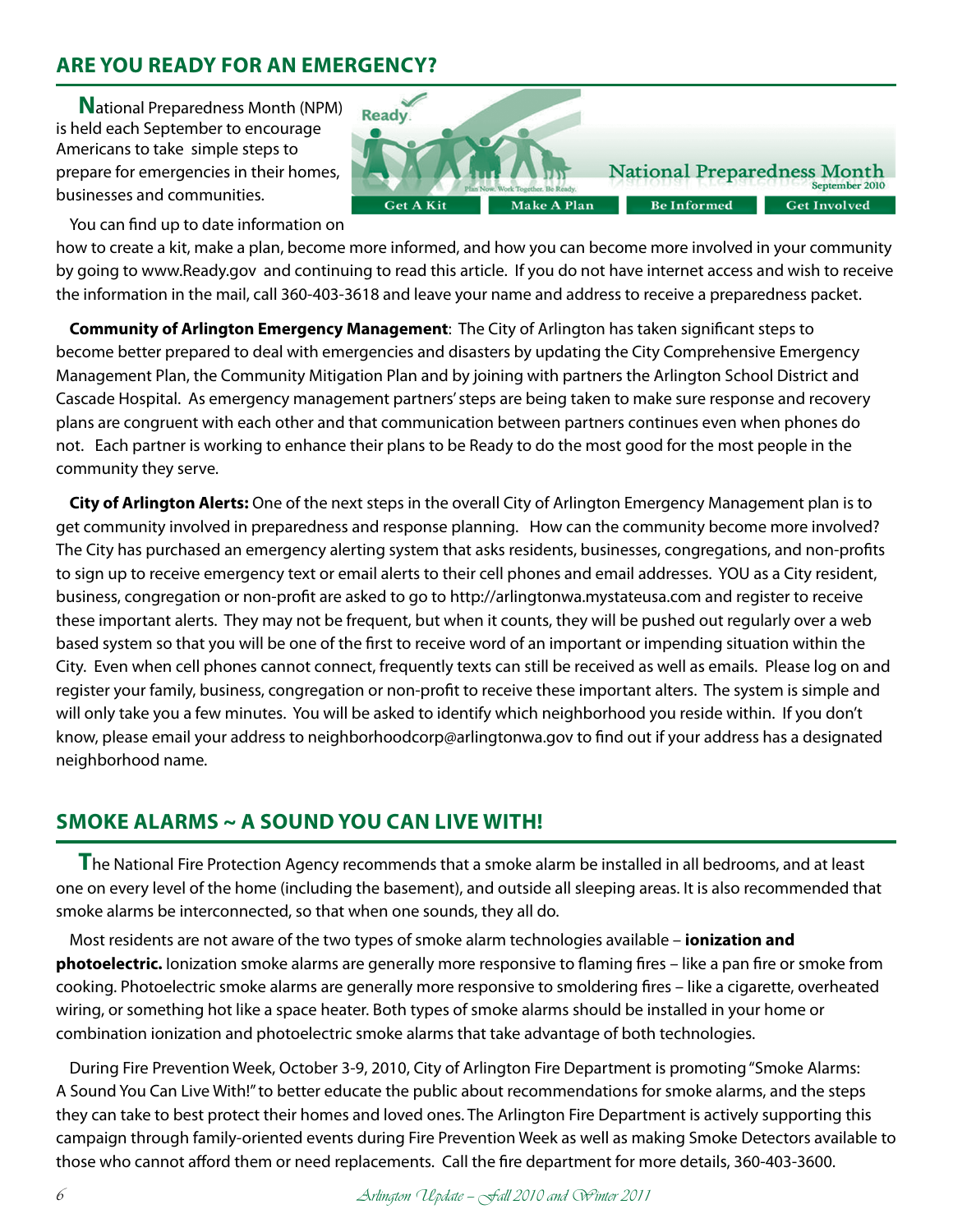## ARE YOU READY FOR AN EMERGENCY?

National Preparedness Month (NPM) is held each September to encourage Americans to take simple steps to prepare for emergencies in their homes, businesses and communities.

Ready. Plan Now. Work Together. Be Ready. National Preparedness Month September 2010 — Get A Kit | Make A Plan | Be Informed | Get Involved

You can find up to date information on how to create a kit, make a plan, become more informed, and how you can become more involved in your community by going to www.Ready.gov and continuing to read this article. If you do not have internet access and wish to receive the information in the mail, call 360-403-3618 and leave your name and address to receive a preparedness packet.

**Community of Arlington Emergency Management**: The City of Arlington has taken significant steps to become better prepared to deal with emergencies and disasters by updating the City Comprehensive Emergency Management Plan, the Community Mitigation Plan and by joining with partners the Arlington School District and Cascade Hospital. As emergency management partners' steps are being taken to make sure response and recovery plans are congruent with each other and that communication between partners continues even when phones do not. Each partner is working to enhance their plans to be Ready to do the most good for the most people in the community they serve.

**City of Arlington Alerts:** One of the next steps in the overall City of Arlington Emergency Management plan is to get community involved in preparedness and response planning. How can the community become more involved? The City has purchased an emergency alerting system that asks residents, businesses, congregations, and non-profits to sign up to receive emergency text or email alerts to their cell phones and email addresses. YOU as a City resident, business, congregation or non-profit are asked to go to http://arlingtonwa.mystateusa.com and register to receive these important alerts. They may not be frequent, but when it counts, they will be pushed out regularly over a web based system so that you will be one of the first to receive word of an important or impending situation within the City. Even when cell phones cannot connect, frequently texts can still be received as well as emails. Please log on and register your family, business, congregation or non-profit to receive these important alters. The system is simple and will only take you a few minutes. You will be asked to identify which neighborhood you reside within. If you don't know, please email your address to neighborhoodcorp@arlingtonwa.gov to find out if your address has a designated neighborhood name.

## SMOKE ALARMS ~ A SOUND YOU CAN LIVE WITH!

The National Fire Protection Agency recommends that a smoke alarm be installed in all bedrooms, and at least one on every level of the home (including the basement), and outside all sleeping areas. It is also recommended that smoke alarms be interconnected, so that when one sounds, they all do.

Most residents are not aware of the two types of smoke alarm technologies available – **ionization and photoelectric.** Ionization smoke alarms are generally more responsive to flaming fires – like a pan fire or smoke from cooking. Photoelectric smoke alarms are generally more responsive to smoldering fires – like a cigarette, overheated wiring, or something hot like a space heater. Both types of smoke alarms should be installed in your home or combination ionization and photoelectric smoke alarms that take advantage of both technologies.

During Fire Prevention Week, October 3-9, 2010, City of Arlington Fire Department is promoting "Smoke Alarms: A Sound You Can Live With!" to better educate the public about recommendations for smoke alarms, and the steps they can take to best protect their homes and loved ones. The Arlington Fire Department is actively supporting this campaign through family-oriented events during Fire Prevention Week as well as making Smoke Detectors available to those who cannot afford them or need replacements. Call the fire department for more details, 360-403-3600.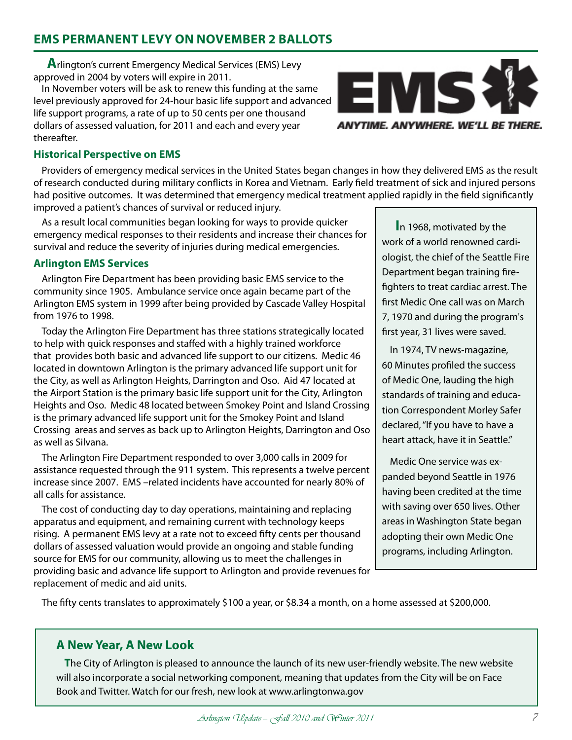## EMS PERMANENT LEVY ON NOVEMBER 2 BALLOTS

Arlington's current Emergency Medical Services (EMS) Levy approved in 2004 by voters will expire in 2011.

In November voters will be ask to renew this funding at the same level previously approved for 24-hour basic life support and advanced life support programs, a rate of up to 50 cents per one thousand dollars of assessed valuation, for 2011 and each and every year thereafter.

EMS

ANYTIME. ANYWHERE. WE'LL BE THERE.

### Historical Perspective on EMS

Providers of emergency medical services in the United States began changes in how they delivered EMS as the result of research conducted during military conflicts in Korea and Vietnam. Early field treatment of sick and injured persons had positive outcomes. It was determined that emergency medical treatment applied rapidly in the field significantly improved a patient's chances of survival or reduced injury.

As a result local communities began looking for ways to provide quicker emergency medical responses to their residents and increase their chances for survival and reduce the severity of injuries during medical emergencies.

### Arlington EMS Services

Arlington Fire Department has been providing basic EMS service to the community since 1905. Ambulance service once again became part of the Arlington EMS system in 1999 after being provided by Cascade Valley Hospital from 1976 to 1998.

Today the Arlington Fire Department has three stations strategically located to help with quick responses and staffed with a highly trained workforce that provides both basic and advanced life support to our citizens. Medic 46 located in downtown Arlington is the primary advanced life support unit for the City, as well as Arlington Heights, Darrington and Oso. Aid 47 located at the Airport Station is the primary basic life support unit for the City, Arlington Heights and Oso. Medic 48 located between Smokey Point and Island Crossing is the primary advanced life support unit for the Smokey Point and Island Crossing areas and serves as back up to Arlington Heights, Darrington and Oso as well as Silvana.

The Arlington Fire Department responded to over 3,000 calls in 2009 for assistance requested through the 911 system. This represents a twelve percent increase since 2007. EMS –related incidents have accounted for nearly 80% of all calls for assistance.

The cost of conducting day to day operations, maintaining and replacing apparatus and equipment, and remaining current with technology keeps rising. A permanent EMS levy at a rate not to exceed fifty cents per thousand dollars of assessed valuation would provide an ongoing and stable funding source for EMS for our community, allowing us to meet the challenges in providing basic and advance life support to Arlington and provide revenues for replacement of medic and aid units.

In 1968, motivated by the work of a world renowned cardiologist, the chief of the Seattle Fire Department began training firefighters to treat cardiac arrest. The first Medic One call was on March 7, 1970 and during the program's first year, 31 lives were saved.

In 1974, TV news-magazine, 60 Minutes profiled the success of Medic One, lauding the high standards of training and education Correspondent Morley Safer declared, "If you have to have a heart attack, have it in Seattle."

Medic One service was expanded beyond Seattle in 1976 having been credited at the time with saving over 650 lives. Other areas in Washington State began adopting their own Medic One programs, including Arlington.

The fifty cents translates to approximately $100 a year, or $8.34 a month, on a home assessed at $200,000.

## A New Year, A New Look

The City of Arlington is pleased to announce the launch of its new user-friendly website. The new website will also incorporate a social networking component, meaning that updates from the City will be on Face Book and Twitter. Watch for our fresh, new look at www.arlingtonwa.gov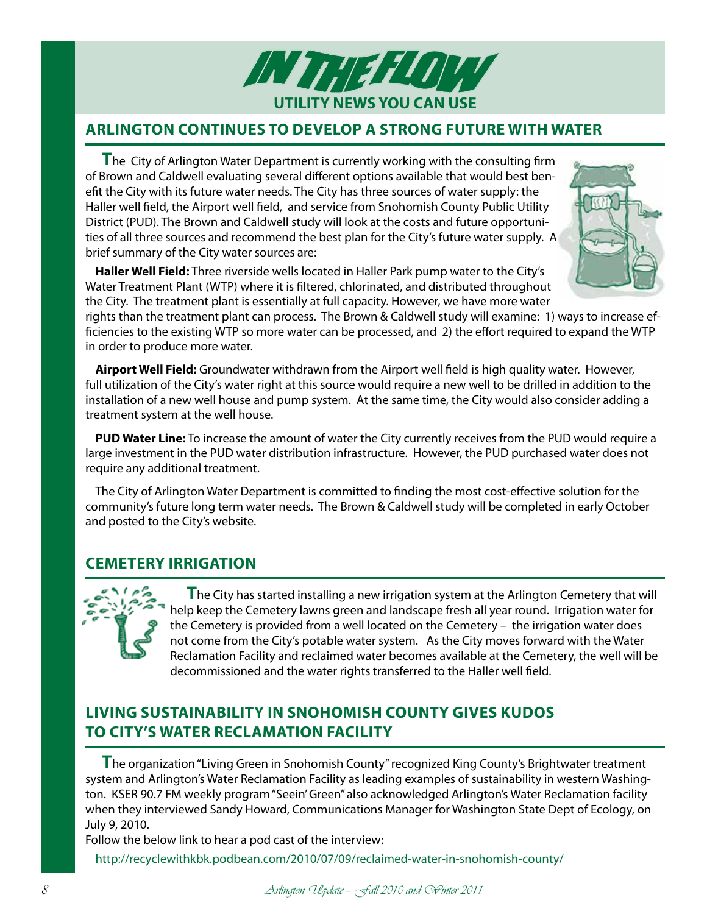# IN THE FLOW

**UTILITY NEWS YOU CAN USE**

## ARLINGTON CONTINUES TO DEVELOP A STRONG FUTURE WITH WATER

The City of Arlington Water Department is currently working with the consulting firm of Brown and Caldwell evaluating several different options available that would best benefit the City with its future water needs. The City has three sources of water supply: the Haller well field, the Airport well field, and service from Snohomish County Public Utility District (PUD). The Brown and Caldwell study will look at the costs and future opportunities of all three sources and recommend the best plan for the City's future water supply. A brief summary of the City water sources are:

**Haller Well Field:** Three riverside wells located in Haller Park pump water to the City's Water Treatment Plant (WTP) where it is filtered, chlorinated, and distributed throughout the City. The treatment plant is essentially at full capacity. However, we have more water rights than the treatment plant can process. The Brown & Caldwell study will examine: 1) ways to increase efficiencies to the existing WTP so more water can be processed, and 2) the effort required to expand the WTP in order to produce more water.

**Airport Well Field:** Groundwater withdrawn from the Airport well field is high quality water. However, full utilization of the City's water right at this source would require a new well to be drilled in addition to the installation of a new well house and pump system. At the same time, the City would also consider adding a treatment system at the well house.

**PUD Water Line:** To increase the amount of water the City currently receives from the PUD would require a large investment in the PUD water distribution infrastructure. However, the PUD purchased water does not require any additional treatment.

The City of Arlington Water Department is committed to finding the most cost-effective solution for the community's future long term water needs. The Brown & Caldwell study will be completed in early October and posted to the City's website.

## CEMETERY IRRIGATION

The City has started installing a new irrigation system at the Arlington Cemetery that will help keep the Cemetery lawns green and landscape fresh all year round. Irrigation water for the Cemetery is provided from a well located on the Cemetery – the irrigation water does not come from the City's potable water system. As the City moves forward with the Water Reclamation Facility and reclaimed water becomes available at the Cemetery, the well will be decommissioned and the water rights transferred to the Haller well field.

## LIVING SUSTAINABILITY IN SNOHOMISH COUNTY GIVES KUDOS TO CITY'S WATER RECLAMATION FACILITY

The organization "Living Green in Snohomish County" recognized King County's Brightwater treatment system and Arlington's Water Reclamation Facility as leading examples of sustainability in western Washington. KSER 90.7 FM weekly program "Seein' Green" also acknowledged Arlington's Water Reclamation facility when they interviewed Sandy Howard, Communications Manager for Washington State Dept of Ecology, on July 9, 2010.

Follow the below link to hear a pod cast of the interview:

http://recyclewithkbk.podbean.com/2010/07/09/reclaimed-water-in-snohomish-county/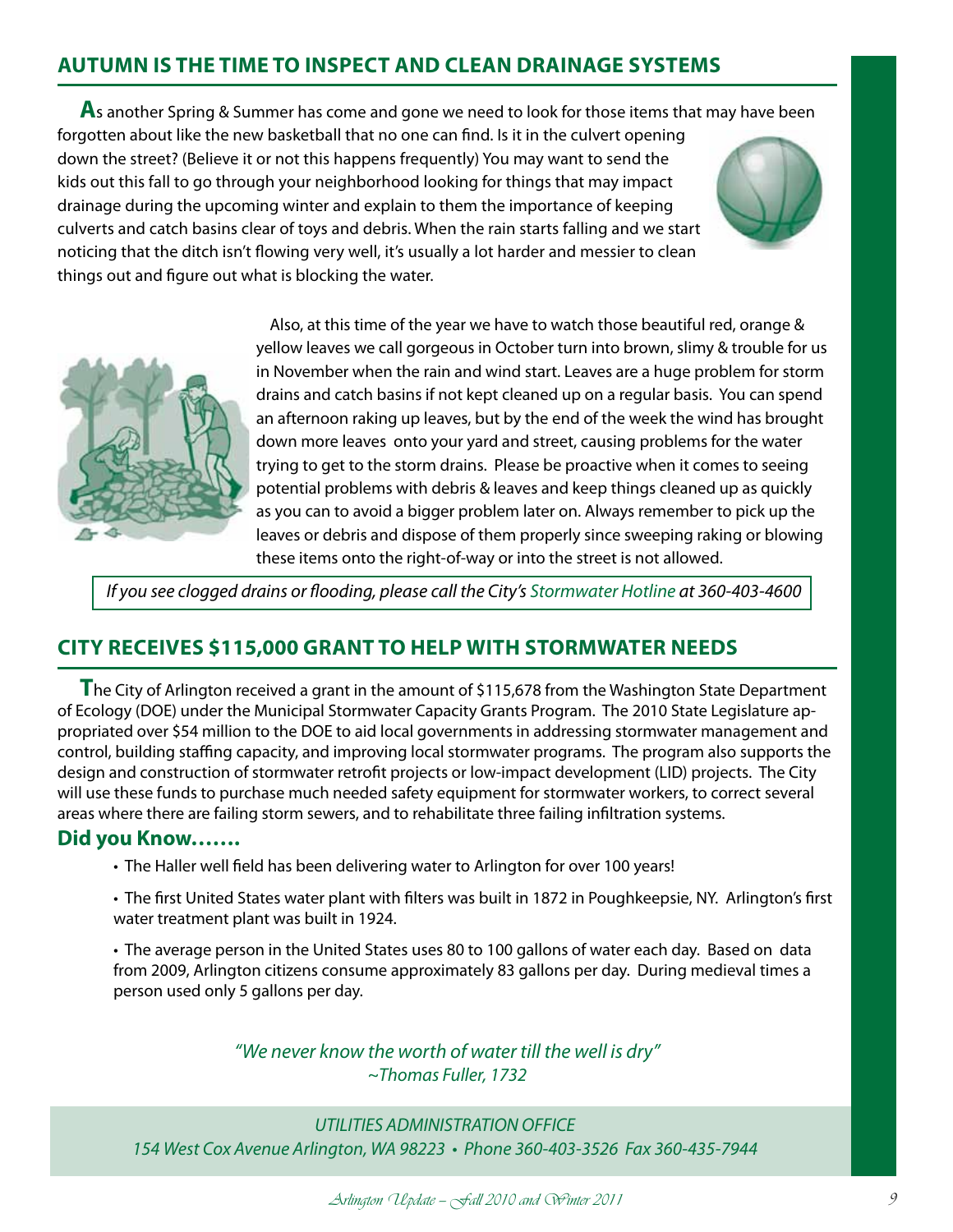## AUTUMN IS THE TIME TO INSPECT AND CLEAN DRAINAGE SYSTEMS

As another Spring & Summer has come and gone we need to look for those items that may have been forgotten about like the new basketball that no one can find. Is it in the culvert opening down the street? (Believe it or not this happens frequently) You may want to send the kids out this fall to go through your neighborhood looking for things that may impact drainage during the upcoming winter and explain to them the importance of keeping culverts and catch basins clear of toys and debris. When the rain starts falling and we start noticing that the ditch isn't flowing very well, it's usually a lot harder and messier to clean things out and figure out what is blocking the water.

Also, at this time of the year we have to watch those beautiful red, orange & yellow leaves we call gorgeous in October turn into brown, slimy & trouble for us in November when the rain and wind start. Leaves are a huge problem for storm drains and catch basins if not kept cleaned up on a regular basis. You can spend an afternoon raking up leaves, but by the end of the week the wind has brought down more leaves onto your yard and street, causing problems for the water trying to get to the storm drains. Please be proactive when it comes to seeing potential problems with debris & leaves and keep things cleaned up as quickly as you can to avoid a bigger problem later on. Always remember to pick up the leaves or debris and dispose of them properly since sweeping raking or blowing these items onto the right-of-way or into the street is not allowed.

*If you see clogged drains or flooding, please call the City's Stormwater Hotline at 360-403-4600*

## CITY RECEIVES $115,000 GRANT TO HELP WITH STORMWATER NEEDS

The City of Arlington received a grant in the amount of $115,678 from the Washington State Department of Ecology (DOE) under the Municipal Stormwater Capacity Grants Program. The 2010 State Legislature appropriated over $54 million to the DOE to aid local governments in addressing stormwater management and control, building staffing capacity, and improving local stormwater programs. The program also supports the design and construction of stormwater retrofit projects or low-impact development (LID) projects. The City will use these funds to purchase much needed safety equipment for stormwater workers, to correct several areas where there are failing storm sewers, and to rehabilitate three failing infiltration systems.

### Did you Know…….

- The Haller well field has been delivering water to Arlington for over 100 years!
- The first United States water plant with filters was built in 1872 in Poughkeepsie, NY. Arlington's first water treatment plant was built in 1924.
- The average person in the United States uses 80 to 100 gallons of water each day. Based on data from 2009, Arlington citizens consume approximately 83 gallons per day. During medieval times a person used only 5 gallons per day.

*"We never know the worth of water till the well is dry"*
*~Thomas Fuller, 1732*

*UTILITIES ADMINISTRATION OFFICE*
*154 West Cox Avenue Arlington, WA 98223 • Phone 360-403-3526 Fax 360-435-7944*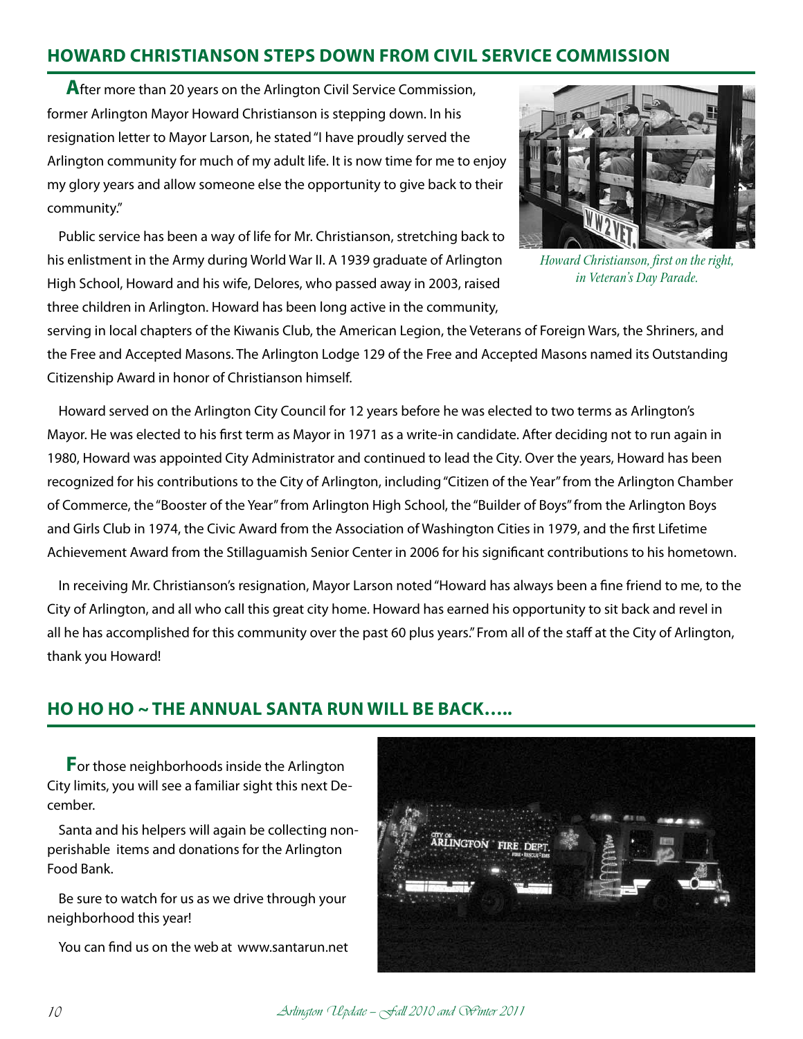## HOWARD CHRISTIANSON STEPS DOWN FROM CIVIL SERVICE COMMISSION

After more than 20 years on the Arlington Civil Service Commission, former Arlington Mayor Howard Christianson is stepping down. In his resignation letter to Mayor Larson, he stated "I have proudly served the Arlington community for much of my adult life. It is now time for me to enjoy my glory years and allow someone else the opportunity to give back to their community."

*Howard Christianson, first on the right, in Veteran's Day Parade.*

Public service has been a way of life for Mr. Christianson, stretching back to his enlistment in the Army during World War II. A 1939 graduate of Arlington High School, Howard and his wife, Delores, who passed away in 2003, raised three children in Arlington. Howard has been long active in the community, serving in local chapters of the Kiwanis Club, the American Legion, the Veterans of Foreign Wars, the Shriners, and the Free and Accepted Masons. The Arlington Lodge 129 of the Free and Accepted Masons named its Outstanding Citizenship Award in honor of Christianson himself.

Howard served on the Arlington City Council for 12 years before he was elected to two terms as Arlington's Mayor. He was elected to his first term as Mayor in 1971 as a write-in candidate. After deciding not to run again in 1980, Howard was appointed City Administrator and continued to lead the City. Over the years, Howard has been recognized for his contributions to the City of Arlington, including "Citizen of the Year" from the Arlington Chamber of Commerce, the "Booster of the Year" from Arlington High School, the "Builder of Boys" from the Arlington Boys and Girls Club in 1974, the Civic Award from the Association of Washington Cities in 1979, and the first Lifetime Achievement Award from the Stillaguamish Senior Center in 2006 for his significant contributions to his hometown.

In receiving Mr. Christianson's resignation, Mayor Larson noted "Howard has always been a fine friend to me, to the City of Arlington, and all who call this great city home. Howard has earned his opportunity to sit back and revel in all he has accomplished for this community over the past 60 plus years." From all of the staff at the City of Arlington, thank you Howard!

## HO HO HO ~ THE ANNUAL SANTA RUN WILL BE BACK…..

For those neighborhoods inside the Arlington City limits, you will see a familiar sight this next December.

Santa and his helpers will again be collecting non-perishable items and donations for the Arlington Food Bank.

Be sure to watch for us as we drive through your neighborhood this year!

You can find us on the web at www.santarun.net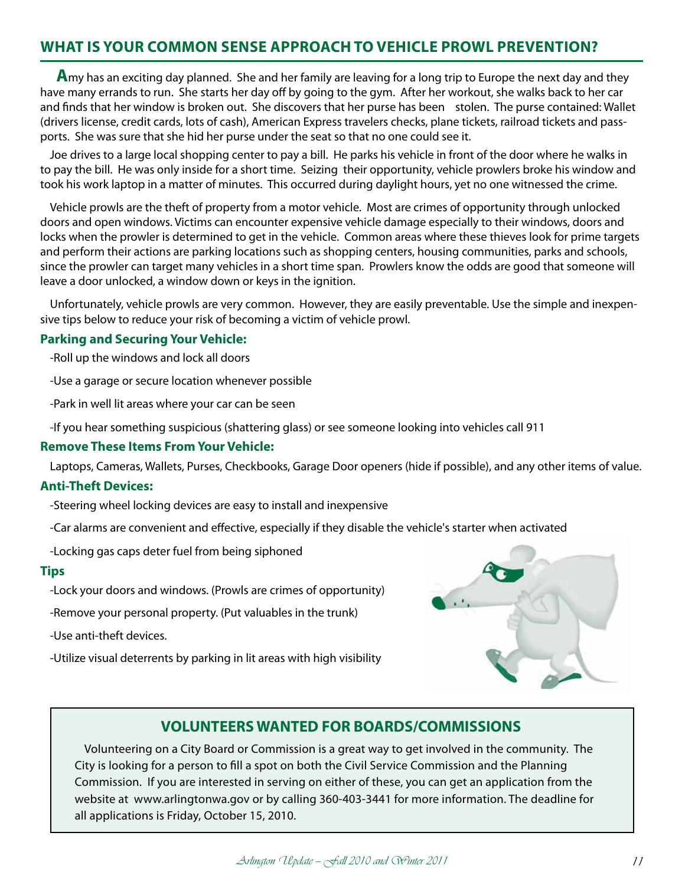## WHAT IS YOUR COMMON SENSE APPROACH TO VEHICLE PROWL PREVENTION?

Amy has an exciting day planned. She and her family are leaving for a long trip to Europe the next day and they have many errands to run. She starts her day off by going to the gym. After her workout, she walks back to her car and finds that her window is broken out. She discovers that her purse has been stolen. The purse contained: Wallet (drivers license, credit cards, lots of cash), American Express travelers checks, plane tickets, railroad tickets and passports. She was sure that she hid her purse under the seat so that no one could see it.

Joe drives to a large local shopping center to pay a bill. He parks his vehicle in front of the door where he walks in to pay the bill. He was only inside for a short time. Seizing their opportunity, vehicle prowlers broke his window and took his work laptop in a matter of minutes. This occurred during daylight hours, yet no one witnessed the crime.

Vehicle prowls are the theft of property from a motor vehicle. Most are crimes of opportunity through unlocked doors and open windows. Victims can encounter expensive vehicle damage especially to their windows, doors and locks when the prowler is determined to get in the vehicle. Common areas where these thieves look for prime targets and perform their actions are parking locations such as shopping centers, housing communities, parks and schools, since the prowler can target many vehicles in a short time span. Prowlers know the odds are good that someone will leave a door unlocked, a window down or keys in the ignition.

Unfortunately, vehicle prowls are very common. However, they are easily preventable. Use the simple and inexpensive tips below to reduce your risk of becoming a victim of vehicle prowl.

### Parking and Securing Your Vehicle:

-Roll up the windows and lock all doors

-Use a garage or secure location whenever possible

-Park in well lit areas where your car can be seen

-If you hear something suspicious (shattering glass) or see someone looking into vehicles call 911

### Remove These Items From Your Vehicle:

Laptops, Cameras, Wallets, Purses, Checkbooks, Garage Door openers (hide if possible), and any other items of value.

### Anti-Theft Devices:

-Steering wheel locking devices are easy to install and inexpensive

-Car alarms are convenient and effective, especially if they disable the vehicle's starter when activated

-Locking gas caps deter fuel from being siphoned

### Tips

-Lock your doors and windows. (Prowls are crimes of opportunity)

-Remove your personal property. (Put valuables in the trunk)

-Use anti-theft devices.

-Utilize visual deterrents by parking in lit areas with high visibility

## VOLUNTEERS WANTED FOR BOARDS/COMMISSIONS

Volunteering on a City Board or Commission is a great way to get involved in the community. The City is looking for a person to fill a spot on both the Civil Service Commission and the Planning Commission. If you are interested in serving on either of these, you can get an application from the website at www.arlingtonwa.gov or by calling 360-403-3441 for more information. The deadline for all applications is Friday, October 15, 2010.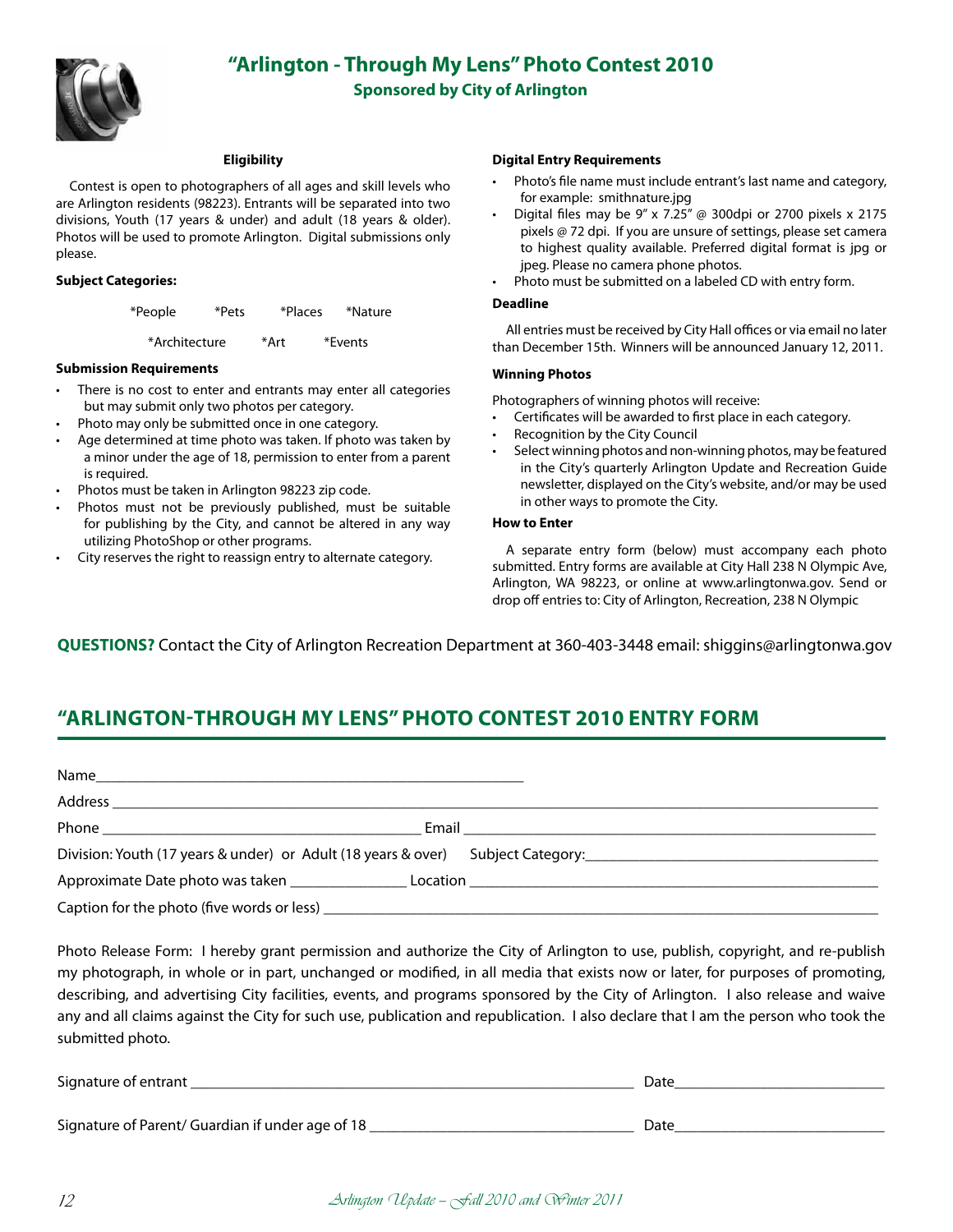# "Arlington - Through My Lens" Photo Contest 2010

**Sponsored by City of Arlington**

### Eligibility

Contest is open to photographers of all ages and skill levels who are Arlington residents (98223). Entrants will be separated into two divisions, Youth (17 years & under) and adult (18 years & older). Photos will be used to promote Arlington. Digital submissions only please.

**Subject Categories:**

*People *Pets *Places *Nature

*Architecture *Art *Events

**Submission Requirements**

- There is no cost to enter and entrants may enter all categories but may submit only two photos per category.
- Photo may only be submitted once in one category.
- Age determined at time photo was taken. If photo was taken by a minor under the age of 18, permission to enter from a parent is required.
- Photos must be taken in Arlington 98223 zip code.
- Photos must not be previously published, must be suitable for publishing by the City, and cannot be altered in any way utilizing PhotoShop or other programs.
- City reserves the right to reassign entry to alternate category.

**Digital Entry Requirements**

- Photo's file name must include entrant's last name and category, for example: smithnature.jpg
- Digital files may be 9" x 7.25" @ 300dpi or 2700 pixels x 2175 pixels @ 72 dpi. If you are unsure of settings, please set camera to highest quality available. Preferred digital format is jpg or jpeg. Please no camera phone photos.
- Photo must be submitted on a labeled CD with entry form.

**Deadline**

All entries must be received by City Hall offices or via email no later than December 15th. Winners will be announced January 12, 2011.

**Winning Photos**

Photographers of winning photos will receive:

- Certificates will be awarded to first place in each category.
- Recognition by the City Council
- Select winning photos and non-winning photos, may be featured in the City's quarterly Arlington Update and Recreation Guide newsletter, displayed on the City's website, and/or may be used in other ways to promote the City.

**How to Enter**

A separate entry form (below) must accompany each photo submitted. Entry forms are available at City Hall 238 N Olympic Ave, Arlington, WA 98223, or online at www.arlingtonwa.gov. Send or drop off entries to: City of Arlington, Recreation, 238 N Olympic

**QUESTIONS?** Contact the City of Arlington Recreation Department at 360-403-3448 email: shiggins@arlingtonwa.gov

## "ARLINGTON-THROUGH MY LENS" PHOTO CONTEST 2010 ENTRY FORM

Name\_\_\_\_\_\_\_\_\_\_\_\_\_\_\_\_\_\_\_\_\_\_\_\_\_\_\_\_\_\_\_\_\_\_\_\_\_\_\_\_\_\_\_\_\_\_\_\_\_\_

Address \_\_\_\_\_\_\_\_\_\_\_\_\_\_\_\_\_\_\_\_\_\_\_\_\_\_\_\_\_\_\_\_\_\_\_\_\_\_\_\_\_\_\_\_\_\_\_\_\_\_\_\_\_\_\_\_\_\_\_\_\_\_\_\_

Phone \_\_\_\_\_\_\_\_\_\_\_\_\_\_\_\_\_\_\_\_\_\_\_\_\_\_\_\_\_\_\_\_\_\_\_\_ Email \_\_\_\_\_\_\_\_\_\_\_\_\_\_\_\_\_\_\_\_\_\_\_\_\_\_\_\_\_\_\_\_\_\_\_\_

Division: Youth (17 years & under) or Adult (18 years & over) Subject Category:\_\_\_\_\_\_\_\_\_\_\_\_\_\_\_\_\_\_\_\_\_\_\_\_\_\_\_\_

Approximate Date photo was taken \_\_\_\_\_\_\_\_\_\_\_\_\_\_ Location \_\_\_\_\_\_\_\_\_\_\_\_\_\_\_\_\_\_\_\_\_\_\_\_\_\_\_\_\_\_\_\_\_\_\_\_\_\_\_\_

Caption for the photo (five words or less) \_\_\_\_\_\_\_\_\_\_\_\_\_\_\_\_\_\_\_\_\_\_\_\_\_\_\_\_\_\_\_\_\_\_\_\_\_\_\_\_\_\_\_\_\_\_\_\_\_\_\_\_

Photo Release Form: I hereby grant permission and authorize the City of Arlington to use, publish, copyright, and re-publish my photograph, in whole or in part, unchanged or modified, in all media that exists now or later, for purposes of promoting, describing, and advertising City facilities, events, and programs sponsored by the City of Arlington. I also release and waive any and all claims against the City for such use, publication and republication. I also declare that I am the person who took the submitted photo.

Signature of entrant \_\_\_\_\_\_\_\_\_\_\_\_\_\_\_\_\_\_\_\_\_\_\_\_\_\_\_\_\_\_\_\_\_\_\_\_\_\_\_\_\_\_\_\_\_\_\_\_\_\_ Date\_\_\_\_\_\_\_\_\_\_\_\_\_\_\_\_\_\_\_\_\_\_\_\_

Signature of Parent/ Guardian if under age of 18 \_\_\_\_\_\_\_\_\_\_\_\_\_\_\_\_\_\_\_\_\_\_\_\_\_\_\_\_\_\_\_\_ Date\_\_\_\_\_\_\_\_\_\_\_\_\_\_\_\_\_\_\_\_\_\_\_\_